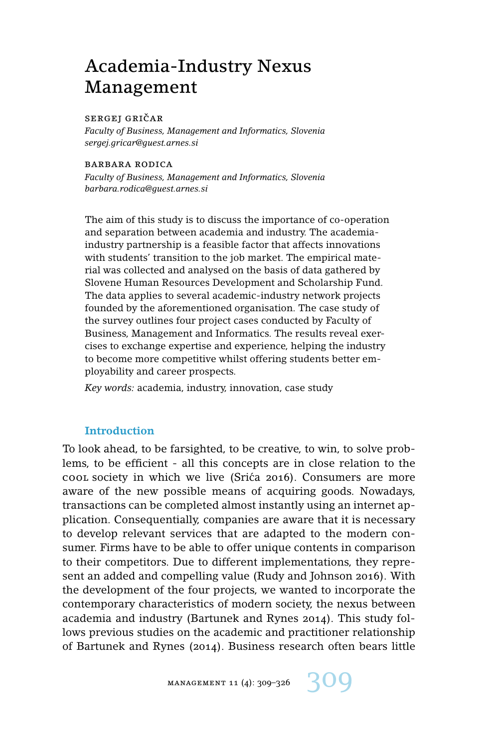# Academia-Industry Nexus Management

SERGEJ GRIČAR
*Faculty of Business, Management and Informatics, Slovenia*
*sergej.gricar@guest.arnes.si*

BARBARA RODICA
*Faculty of Business, Management and Informatics, Slovenia*
*barbara.rodica@guest.arnes.si*

The aim of this study is to discuss the importance of co-operation and separation between academia and industry. The academia-industry partnership is a feasible factor that affects innovations with students' transition to the job market. The empirical material was collected and analysed on the basis of data gathered by Slovene Human Resources Development and Scholarship Fund. The data applies to several academic-industry network projects founded by the aforementioned organisation. The case study of the survey outlines four project cases conducted by Faculty of Business, Management and Informatics. The results reveal exercises to exchange expertise and experience, helping the industry to become more competitive whilst offering students better employability and career prospects.

*Key words:* academia, industry, innovation, case study

## Introduction

To look ahead, to be farsighted, to be creative, to win, to solve problems, to be efficient - all this concepts are in close relation to the COOL society in which we live (Srića 2016). Consumers are more aware of the new possible means of acquiring goods. Nowadays, transactions can be completed almost instantly using an internet application. Consequentially, companies are aware that it is necessary to develop relevant services that are adapted to the modern consumer. Firms have to be able to offer unique contents in comparison to their competitors. Due to different implementations, they represent an added and compelling value (Rudy and Johnson 2016). With the development of the four projects, we wanted to incorporate the contemporary characteristics of modern society, the nexus between academia and industry (Bartunek and Rynes 2014). This study follows previous studies on the academic and practitioner relationship of Bartunek and Rynes (2014). Business research often bears little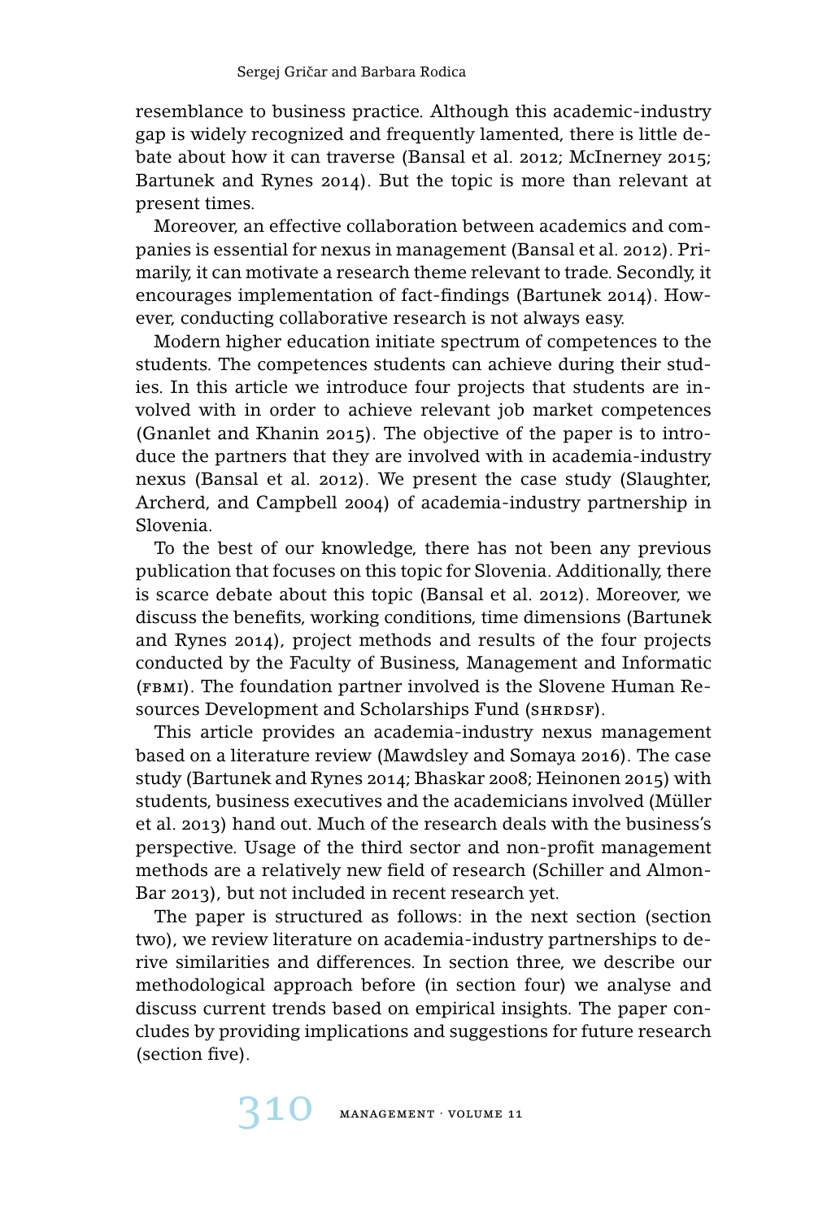resemblance to business practice. Although this academic-industry gap is widely recognized and frequently lamented, there is little debate about how it can traverse (Bansal et al. 2012; McInerney 2015; Bartunek and Rynes 2014). But the topic is more than relevant at present times.

Moreover, an effective collaboration between academics and companies is essential for nexus in management (Bansal et al. 2012). Primarily, it can motivate a research theme relevant to trade. Secondly, it encourages implementation of fact-findings (Bartunek 2014). However, conducting collaborative research is not always easy.

Modern higher education initiate spectrum of competences to the students. The competences students can achieve during their studies. In this article we introduce four projects that students are involved with in order to achieve relevant job market competences (Gnanlet and Khanin 2015). The objective of the paper is to introduce the partners that they are involved with in academia-industry nexus (Bansal et al. 2012). We present the case study (Slaughter, Archerd, and Campbell 2004) of academia-industry partnership in Slovenia.

To the best of our knowledge, there has not been any previous publication that focuses on this topic for Slovenia. Additionally, there is scarce debate about this topic (Bansal et al. 2012). Moreover, we discuss the benefits, working conditions, time dimensions (Bartunek and Rynes 2014), project methods and results of the four projects conducted by the Faculty of Business, Management and Informatic (FBMI). The foundation partner involved is the Slovene Human Resources Development and Scholarships Fund (SHRDSF).

This article provides an academia-industry nexus management based on a literature review (Mawdsley and Somaya 2016). The case study (Bartunek and Rynes 2014; Bhaskar 2008; Heinonen 2015) with students, business executives and the academicians involved (Müller et al. 2013) hand out. Much of the research deals with the business's perspective. Usage of the third sector and non-profit management methods are a relatively new field of research (Schiller and Almon-Bar 2013), but not included in recent research yet.

The paper is structured as follows: in the next section (section two), we review literature on academia-industry partnerships to derive similarities and differences. In section three, we describe our methodological approach before (in section four) we analyse and discuss current trends based on empirical insights. The paper concludes by providing implications and suggestions for future research (section five).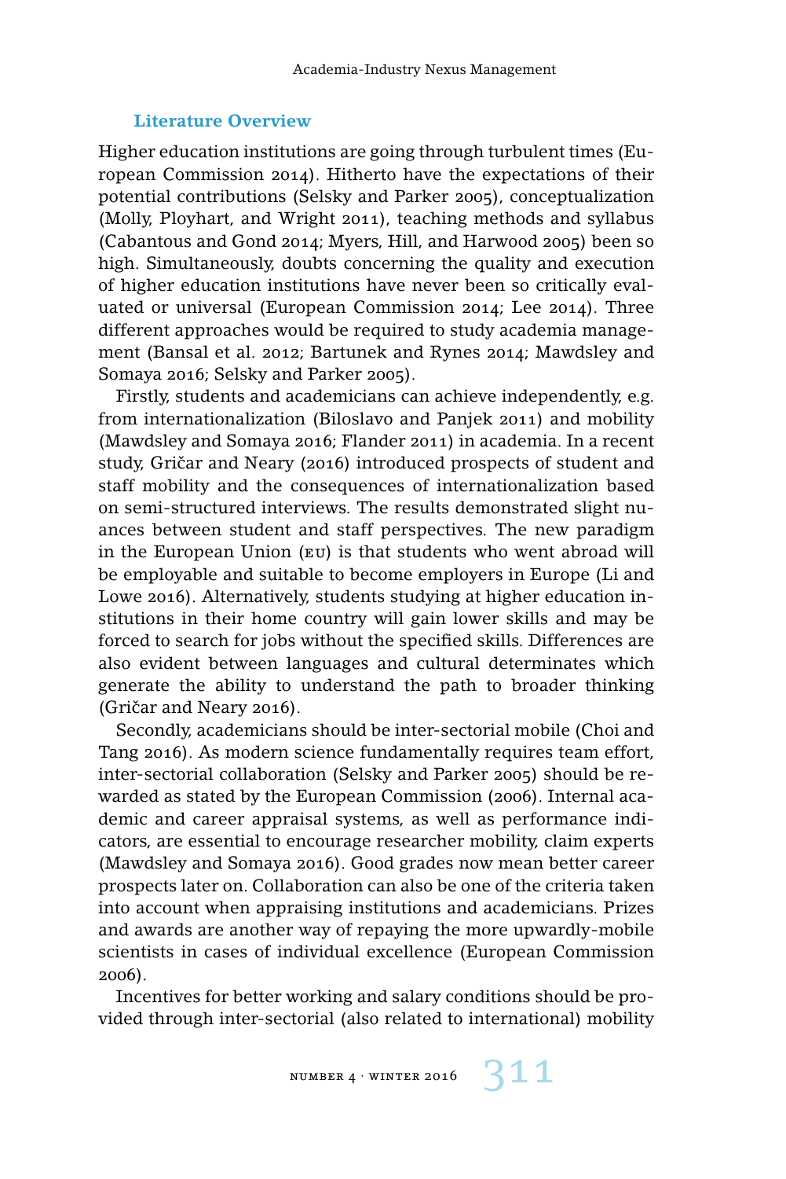## Literature Overview

Higher education institutions are going through turbulent times (European Commission 2014). Hitherto have the expectations of their potential contributions (Selsky and Parker 2005), conceptualization (Molly, Ployhart, and Wright 2011), teaching methods and syllabus (Cabantous and Gond 2014; Myers, Hill, and Harwood 2005) been so high. Simultaneously, doubts concerning the quality and execution of higher education institutions have never been so critically evaluated or universal (European Commission 2014; Lee 2014). Three different approaches would be required to study academia management (Bansal et al. 2012; Bartunek and Rynes 2014; Mawdsley and Somaya 2016; Selsky and Parker 2005).

Firstly, students and academicians can achieve independently, e.g. from internationalization (Biloslavo and Panjek 2011) and mobility (Mawdsley and Somaya 2016; Flander 2011) in academia. In a recent study, Gričar and Neary (2016) introduced prospects of student and staff mobility and the consequences of internationalization based on semi-structured interviews. The results demonstrated slight nuances between student and staff perspectives. The new paradigm in the European Union (EU) is that students who went abroad will be employable and suitable to become employers in Europe (Li and Lowe 2016). Alternatively, students studying at higher education institutions in their home country will gain lower skills and may be forced to search for jobs without the specified skills. Differences are also evident between languages and cultural determinates which generate the ability to understand the path to broader thinking (Gričar and Neary 2016).

Secondly, academicians should be inter-sectorial mobile (Choi and Tang 2016). As modern science fundamentally requires team effort, inter-sectorial collaboration (Selsky and Parker 2005) should be rewarded as stated by the European Commission (2006). Internal academic and career appraisal systems, as well as performance indicators, are essential to encourage researcher mobility, claim experts (Mawdsley and Somaya 2016). Good grades now mean better career prospects later on. Collaboration can also be one of the criteria taken into account when appraising institutions and academicians. Prizes and awards are another way of repaying the more upwardly-mobile scientists in cases of individual excellence (European Commission 2006).

Incentives for better working and salary conditions should be provided through inter-sectorial (also related to international) mobility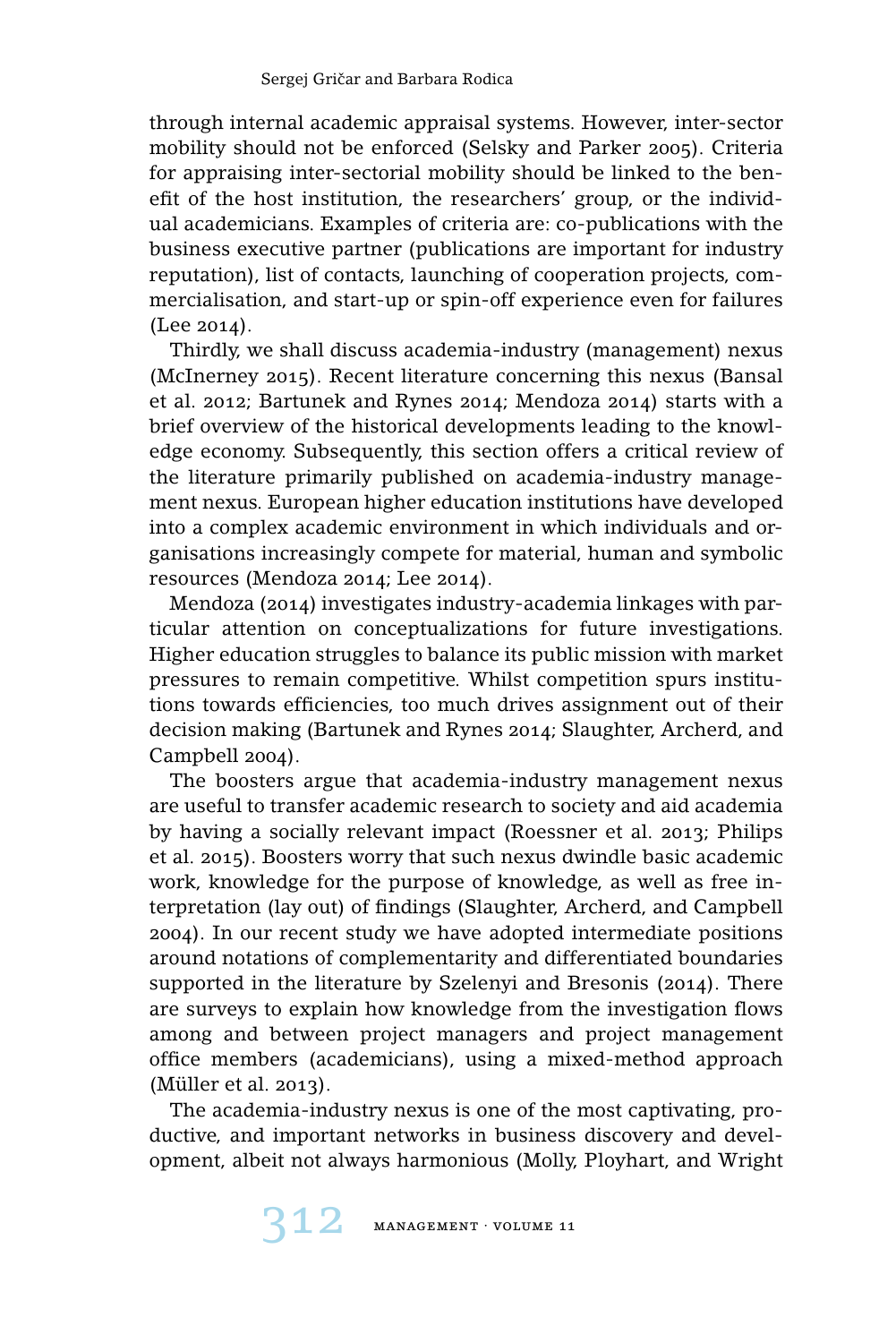through internal academic appraisal systems. However, inter-sector mobility should not be enforced (Selsky and Parker 2005). Criteria for appraising inter-sectorial mobility should be linked to the benefit of the host institution, the researchers' group, or the individual academicians. Examples of criteria are: co-publications with the business executive partner (publications are important for industry reputation), list of contacts, launching of cooperation projects, commercialisation, and start-up or spin-off experience even for failures (Lee 2014).

Thirdly, we shall discuss academia-industry (management) nexus (McInerney 2015). Recent literature concerning this nexus (Bansal et al. 2012; Bartunek and Rynes 2014; Mendoza 2014) starts with a brief overview of the historical developments leading to the knowledge economy. Subsequently, this section offers a critical review of the literature primarily published on academia-industry management nexus. European higher education institutions have developed into a complex academic environment in which individuals and organisations increasingly compete for material, human and symbolic resources (Mendoza 2014; Lee 2014).

Mendoza (2014) investigates industry-academia linkages with particular attention on conceptualizations for future investigations. Higher education struggles to balance its public mission with market pressures to remain competitive. Whilst competition spurs institutions towards efficiencies, too much drives assignment out of their decision making (Bartunek and Rynes 2014; Slaughter, Archerd, and Campbell 2004).

The boosters argue that academia-industry management nexus are useful to transfer academic research to society and aid academia by having a socially relevant impact (Roessner et al. 2013; Philips et al. 2015). Boosters worry that such nexus dwindle basic academic work, knowledge for the purpose of knowledge, as well as free interpretation (lay out) of findings (Slaughter, Archerd, and Campbell 2004). In our recent study we have adopted intermediate positions around notations of complementarity and differentiated boundaries supported in the literature by Szelenyi and Bresonis (2014). There are surveys to explain how knowledge from the investigation flows among and between project managers and project management office members (academicians), using a mixed-method approach (Müller et al. 2013).

The academia-industry nexus is one of the most captivating, productive, and important networks in business discovery and development, albeit not always harmonious (Molly, Ployhart, and Wright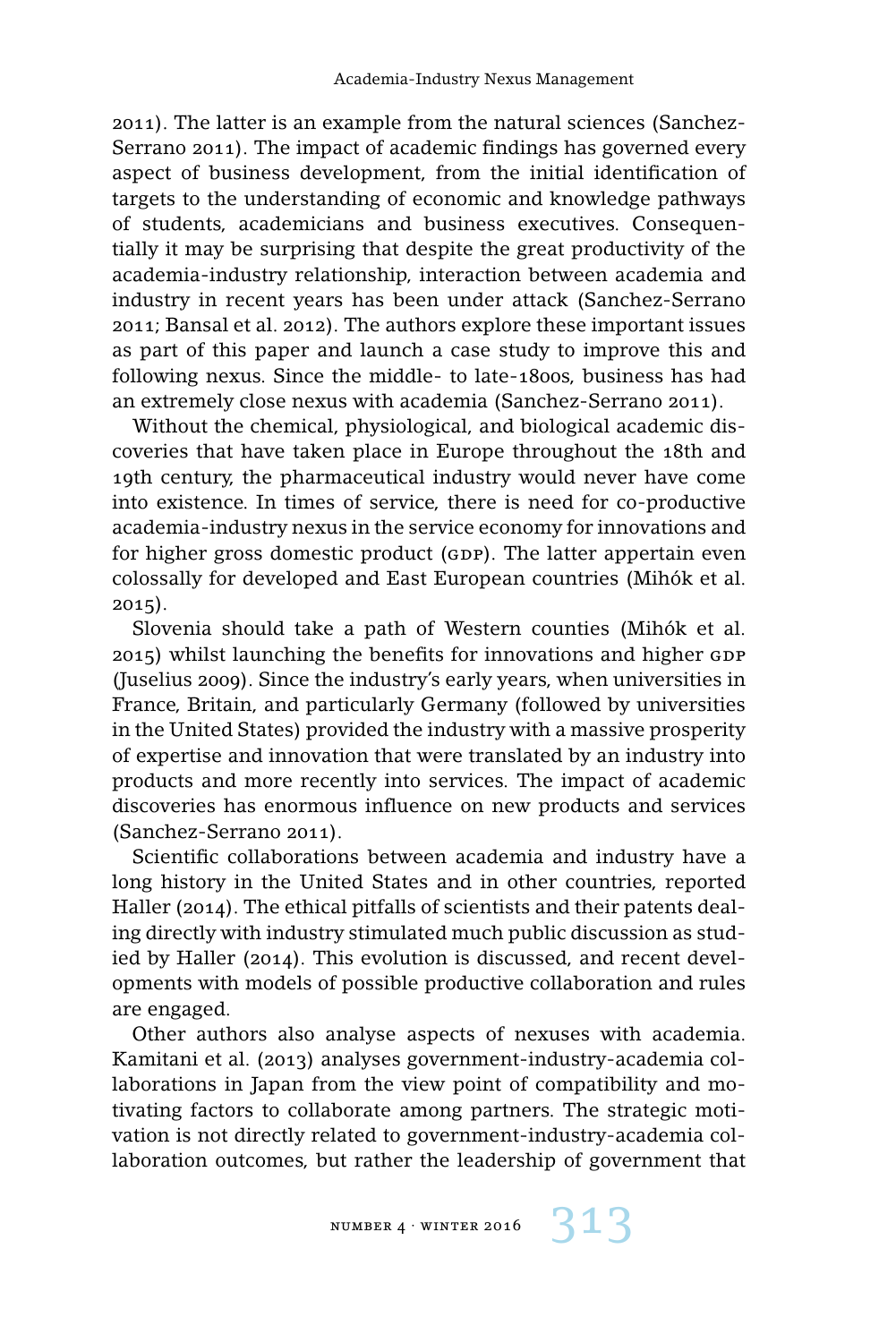2011). The latter is an example from the natural sciences (Sanchez-Serrano 2011). The impact of academic findings has governed every aspect of business development, from the initial identification of targets to the understanding of economic and knowledge pathways of students, academicians and business executives. Consequentially it may be surprising that despite the great productivity of the academia-industry relationship, interaction between academia and industry in recent years has been under attack (Sanchez-Serrano 2011; Bansal et al. 2012). The authors explore these important issues as part of this paper and launch a case study to improve this and following nexus. Since the middle- to late-1800s, business has had an extremely close nexus with academia (Sanchez-Serrano 2011).

Without the chemical, physiological, and biological academic discoveries that have taken place in Europe throughout the 18th and 19th century, the pharmaceutical industry would never have come into existence. In times of service, there is need for co-productive academia-industry nexus in the service economy for innovations and for higher gross domestic product (GDP). The latter appertain even colossally for developed and East European countries (Mihók et al. 2015).

Slovenia should take a path of Western counties (Mihók et al. 2015) whilst launching the benefits for innovations and higher GDP (Juselius 2009). Since the industry's early years, when universities in France, Britain, and particularly Germany (followed by universities in the United States) provided the industry with a massive prosperity of expertise and innovation that were translated by an industry into products and more recently into services. The impact of academic discoveries has enormous influence on new products and services (Sanchez-Serrano 2011).

Scientific collaborations between academia and industry have a long history in the United States and in other countries, reported Haller (2014). The ethical pitfalls of scientists and their patents dealing directly with industry stimulated much public discussion as studied by Haller (2014). This evolution is discussed, and recent developments with models of possible productive collaboration and rules are engaged.

Other authors also analyse aspects of nexuses with academia. Kamitani et al. (2013) analyses government-industry-academia collaborations in Japan from the view point of compatibility and motivating factors to collaborate among partners. The strategic motivation is not directly related to government-industry-academia collaboration outcomes, but rather the leadership of government that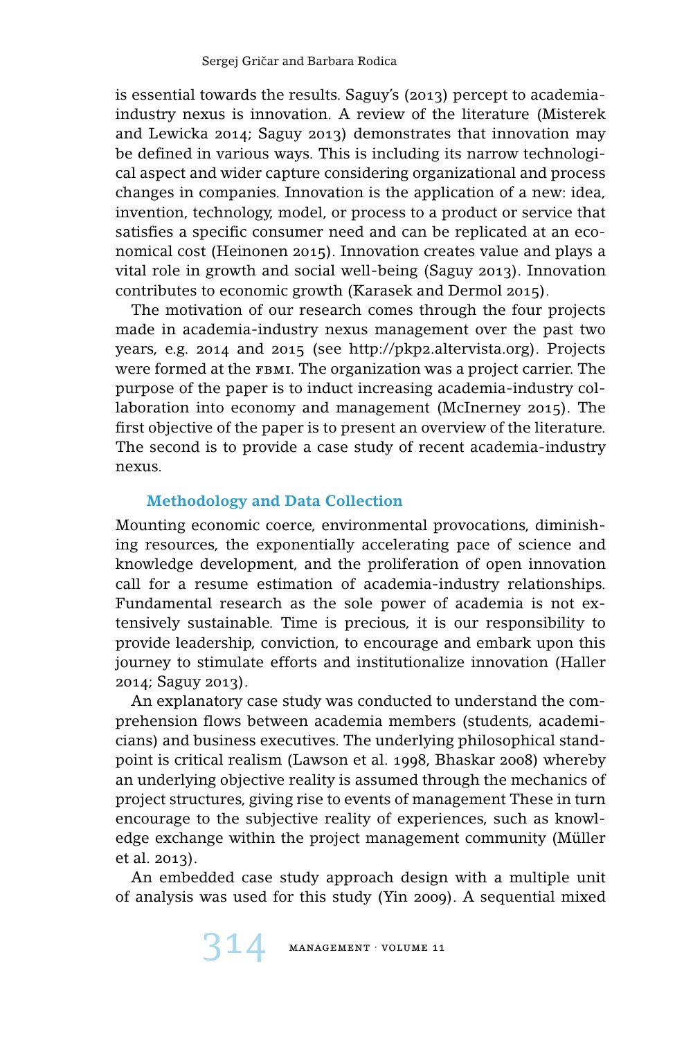is essential towards the results. Saguy's (2013) percept to academia-industry nexus is innovation. A review of the literature (Misterek and Lewicka 2014; Saguy 2013) demonstrates that innovation may be defined in various ways. This is including its narrow technological aspect and wider capture considering organizational and process changes in companies. Innovation is the application of a new: idea, invention, technology, model, or process to a product or service that satisfies a specific consumer need and can be replicated at an economical cost (Heinonen 2015). Innovation creates value and plays a vital role in growth and social well-being (Saguy 2013). Innovation contributes to economic growth (Karasek and Dermol 2015).

The motivation of our research comes through the four projects made in academia-industry nexus management over the past two years, e.g. 2014 and 2015 (see http://pkp2.altervista.org). Projects were formed at the FBMI. The organization was a project carrier. The purpose of the paper is to induct increasing academia-industry collaboration into economy and management (McInerney 2015). The first objective of the paper is to present an overview of the literature. The second is to provide a case study of recent academia-industry nexus.

## Methodology and Data Collection

Mounting economic coerce, environmental provocations, diminishing resources, the exponentially accelerating pace of science and knowledge development, and the proliferation of open innovation call for a resume estimation of academia-industry relationships. Fundamental research as the sole power of academia is not extensively sustainable. Time is precious, it is our responsibility to provide leadership, conviction, to encourage and embark upon this journey to stimulate efforts and institutionalize innovation (Haller 2014; Saguy 2013).

An explanatory case study was conducted to understand the comprehension flows between academia members (students, academicians) and business executives. The underlying philosophical standpoint is critical realism (Lawson et al. 1998, Bhaskar 2008) whereby an underlying objective reality is assumed through the mechanics of project structures, giving rise to events of management These in turn encourage to the subjective reality of experiences, such as knowledge exchange within the project management community (Müller et al. 2013).

An embedded case study approach design with a multiple unit of analysis was used for this study (Yin 2009). A sequential mixed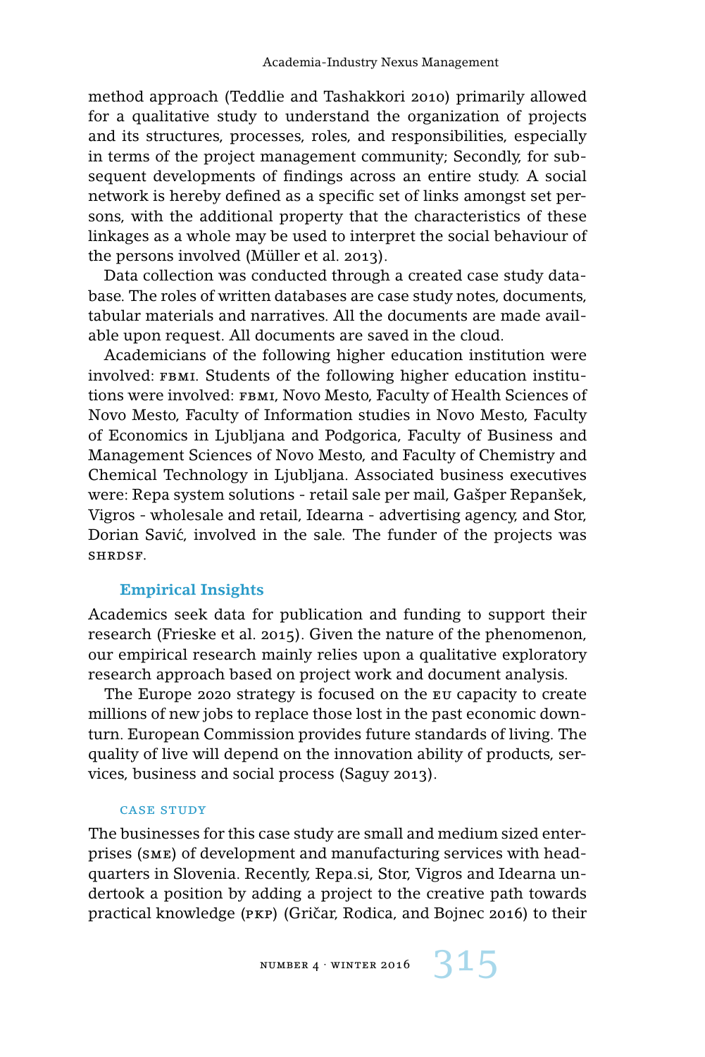method approach (Teddlie and Tashakkori 2010) primarily allowed for a qualitative study to understand the organization of projects and its structures, processes, roles, and responsibilities, especially in terms of the project management community; Secondly, for subsequent developments of findings across an entire study. A social network is hereby defined as a specific set of links amongst set persons, with the additional property that the characteristics of these linkages as a whole may be used to interpret the social behaviour of the persons involved (Müller et al. 2013).

Data collection was conducted through a created case study database. The roles of written databases are case study notes, documents, tabular materials and narratives. All the documents are made available upon request. All documents are saved in the cloud.

Academicians of the following higher education institution were involved: FBMI. Students of the following higher education institutions were involved: FBMI, Novo Mesto, Faculty of Health Sciences of Novo Mesto, Faculty of Information studies in Novo Mesto, Faculty of Economics in Ljubljana and Podgorica, Faculty of Business and Management Sciences of Novo Mesto, and Faculty of Chemistry and Chemical Technology in Ljubljana. Associated business executives were: Repa system solutions - retail sale per mail, Gašper Repanšek, Vigros - wholesale and retail, Idearna - advertising agency, and Stor, Dorian Savić, involved in the sale. The funder of the projects was SHRDSF.

## Empirical Insights

Academics seek data for publication and funding to support their research (Frieske et al. 2015). Given the nature of the phenomenon, our empirical research mainly relies upon a qualitative exploratory research approach based on project work and document analysis.

The Europe 2020 strategy is focused on the EU capacity to create millions of new jobs to replace those lost in the past economic downturn. European Commission provides future standards of living. The quality of live will depend on the innovation ability of products, services, business and social process (Saguy 2013).

### Case Study

The businesses for this case study are small and medium sized enterprises (SME) of development and manufacturing services with headquarters in Slovenia. Recently, Repa.si, Stor, Vigros and Idearna undertook a position by adding a project to the creative path towards practical knowledge (PKP) (Gričar, Rodica, and Bojnec 2016) to their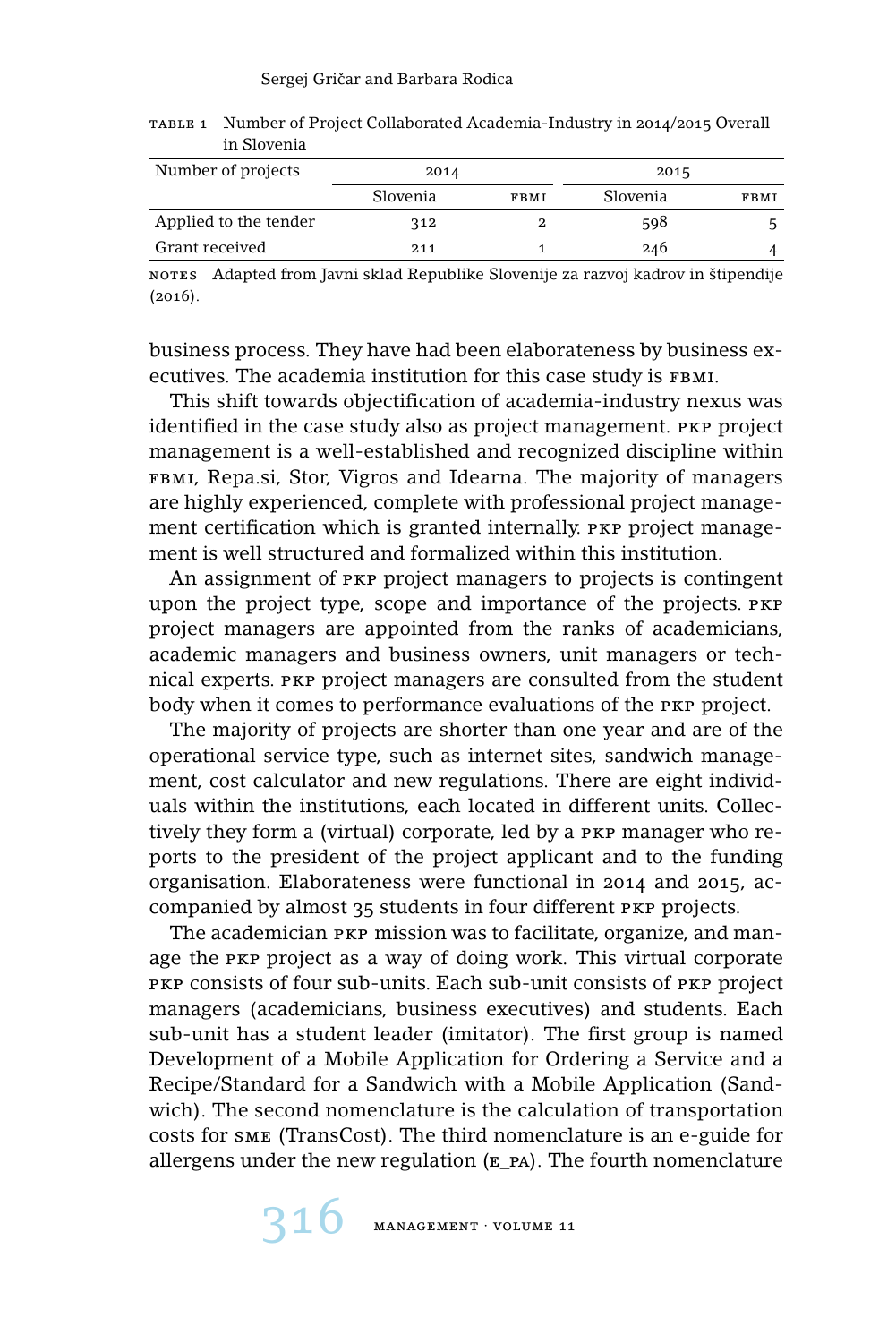TABLE 1 Number of Project Collaborated Academia-Industry in 2014/2015 Overall in Slovenia

| Number of projects | 2014 | | 2015 | |
|---|---|---|---|---|
| | Slovenia | FBMI | Slovenia | FBMI |
| Applied to the tender | 312 | 2 | 598 | 5 |
| Grant received | 211 | 1 | 246 | 4 |

NOTES Adapted from Javni sklad Republike Slovenije za razvoj kadrov in štipendije (2016).

business process. They have had been elaborateness by business executives. The academia institution for this case study is FBMI.

This shift towards objectification of academia-industry nexus was identified in the case study also as project management. PKP project management is a well-established and recognized discipline within FBMI, Repa.si, Stor, Vigros and Idearna. The majority of managers are highly experienced, complete with professional project management certification which is granted internally. PKP project management is well structured and formalized within this institution.

An assignment of PKP project managers to projects is contingent upon the project type, scope and importance of the projects. PKP project managers are appointed from the ranks of academicians, academic managers and business owners, unit managers or technical experts. PKP project managers are consulted from the student body when it comes to performance evaluations of the PKP project.

The majority of projects are shorter than one year and are of the operational service type, such as internet sites, sandwich management, cost calculator and new regulations. There are eight individuals within the institutions, each located in different units. Collectively they form a (virtual) corporate, led by a PKP manager who reports to the president of the project applicant and to the funding organisation. Elaborateness were functional in 2014 and 2015, accompanied by almost 35 students in four different PKP projects.

The academician PKP mission was to facilitate, organize, and manage the PKP project as a way of doing work. This virtual corporate PKP consists of four sub-units. Each sub-unit consists of PKP project managers (academicians, business executives) and students. Each sub-unit has a student leader (imitator). The first group is named Development of a Mobile Application for Ordering a Service and a Recipe/Standard for a Sandwich with a Mobile Application (Sandwich). The second nomenclature is the calculation of transportation costs for SME (TransCost). The third nomenclature is an e-guide for allergens under the new regulation (E_PA). The fourth nomenclature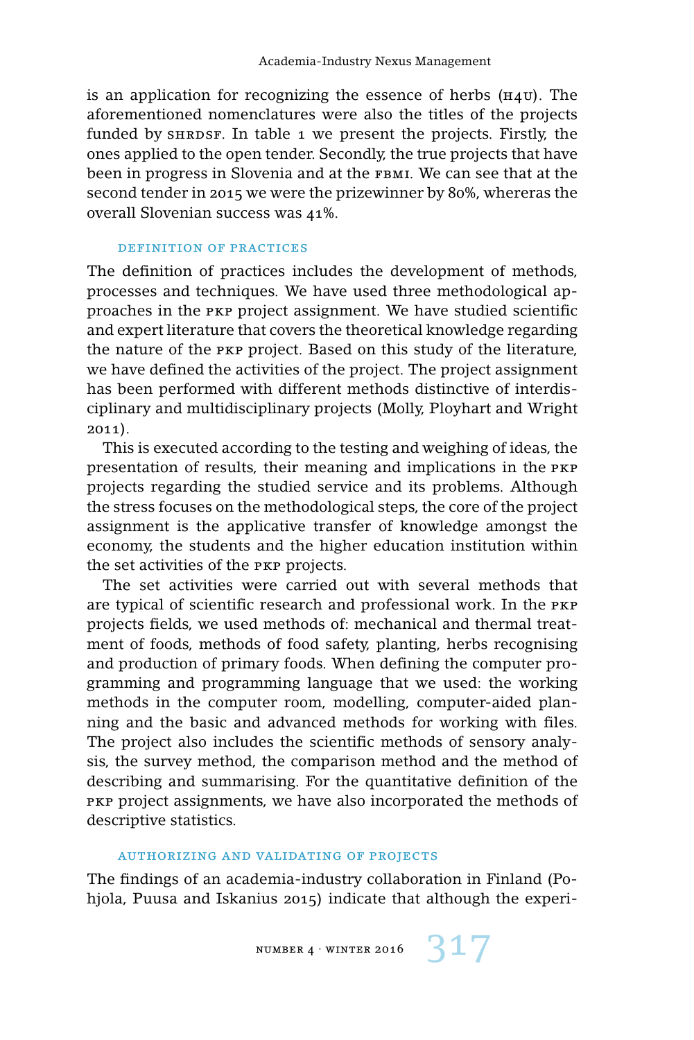is an application for recognizing the essence of herbs (H4U). The aforementioned nomenclatures were also the titles of the projects funded by SHRDSF. In table 1 we present the projects. Firstly, the ones applied to the open tender. Secondly, the true projects that have been in progress in Slovenia and at the FBMI. We can see that at the second tender in 2015 we were the prizewinner by 80%, whereras the overall Slovenian success was 41%.

### DEFINITION OF PRACTICES

The definition of practices includes the development of methods, processes and techniques. We have used three methodological approaches in the PKP project assignment. We have studied scientific and expert literature that covers the theoretical knowledge regarding the nature of the PKP project. Based on this study of the literature, we have defined the activities of the project. The project assignment has been performed with different methods distinctive of interdisciplinary and multidisciplinary projects (Molly, Ployhart and Wright 2011).

This is executed according to the testing and weighing of ideas, the presentation of results, their meaning and implications in the PKP projects regarding the studied service and its problems. Although the stress focuses on the methodological steps, the core of the project assignment is the applicative transfer of knowledge amongst the economy, the students and the higher education institution within the set activities of the PKP projects.

The set activities were carried out with several methods that are typical of scientific research and professional work. In the PKP projects fields, we used methods of: mechanical and thermal treatment of foods, methods of food safety, planting, herbs recognising and production of primary foods. When defining the computer programming and programming language that we used: the working methods in the computer room, modelling, computer-aided planning and the basic and advanced methods for working with files. The project also includes the scientific methods of sensory analysis, the survey method, the comparison method and the method of describing and summarising. For the quantitative definition of the PKP project assignments, we have also incorporated the methods of descriptive statistics.

### AUTHORIZING AND VALIDATING OF PROJECTS

The findings of an academia-industry collaboration in Finland (Pohjola, Puusa and Iskanius 2015) indicate that although the experi-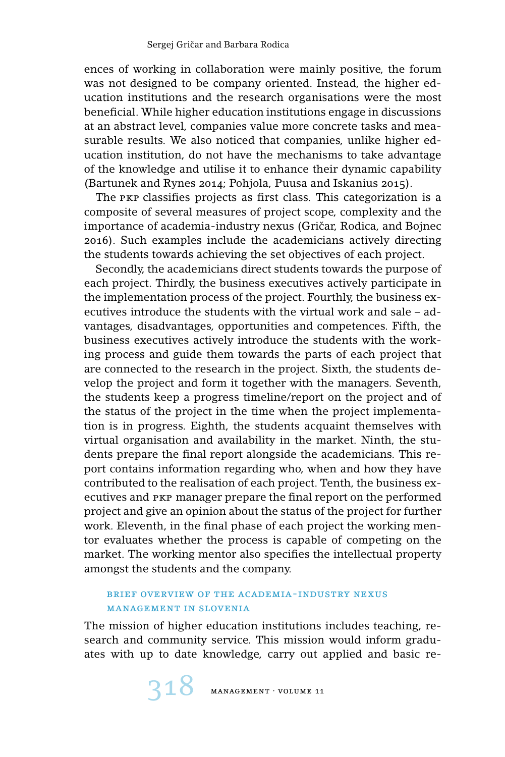ences of working in collaboration were mainly positive, the forum was not designed to be company oriented. Instead, the higher education institutions and the research organisations were the most beneficial. While higher education institutions engage in discussions at an abstract level, companies value more concrete tasks and measurable results. We also noticed that companies, unlike higher education institution, do not have the mechanisms to take advantage of the knowledge and utilise it to enhance their dynamic capability (Bartunek and Rynes 2014; Pohjola, Puusa and Iskanius 2015).

The PKP classifies projects as first class. This categorization is a composite of several measures of project scope, complexity and the importance of academia-industry nexus (Gričar, Rodica, and Bojnec 2016). Such examples include the academicians actively directing the students towards achieving the set objectives of each project.

Secondly, the academicians direct students towards the purpose of each project. Thirdly, the business executives actively participate in the implementation process of the project. Fourthly, the business executives introduce the students with the virtual work and sale – advantages, disadvantages, opportunities and competences. Fifth, the business executives actively introduce the students with the working process and guide them towards the parts of each project that are connected to the research in the project. Sixth, the students develop the project and form it together with the managers. Seventh, the students keep a progress timeline/report on the project and of the status of the project in the time when the project implementation is in progress. Eighth, the students acquaint themselves with virtual organisation and availability in the market. Ninth, the students prepare the final report alongside the academicians. This report contains information regarding who, when and how they have contributed to the realisation of each project. Tenth, the business executives and PKP manager prepare the final report on the performed project and give an opinion about the status of the project for further work. Eleventh, in the final phase of each project the working mentor evaluates whether the process is capable of competing on the market. The working mentor also specifies the intellectual property amongst the students and the company.

## Brief Overview of the Academia-Industry Nexus Management in Slovenia

The mission of higher education institutions includes teaching, research and community service. This mission would inform graduates with up to date knowledge, carry out applied and basic re-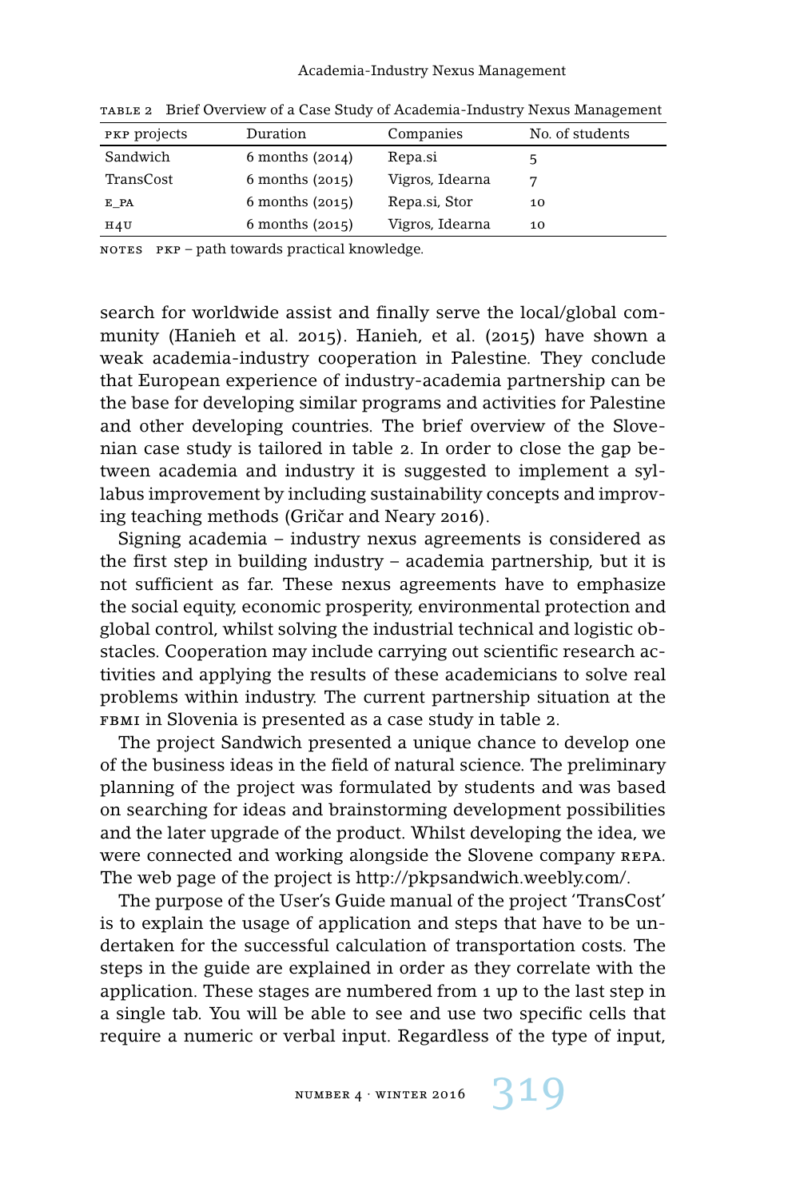TABLE 2 Brief Overview of a Case Study of Academia-Industry Nexus Management

| PKP projects | Duration | Companies | No. of students |
| --- | --- | --- | --- |
| Sandwich | 6 months (2014) | Repa.si | 5 |
| TransCost | 6 months (2015) | Vigros, Idearna | 7 |
| E_PA | 6 months (2015) | Repa.si, Stor | 10 |
| H4U | 6 months (2015) | Vigros, Idearna | 10 |

NOTES PKP – path towards practical knowledge.

search for worldwide assist and finally serve the local/global community (Hanieh et al. 2015). Hanieh, et al. (2015) have shown a weak academia-industry cooperation in Palestine. They conclude that European experience of industry-academia partnership can be the base for developing similar programs and activities for Palestine and other developing countries. The brief overview of the Slovenian case study is tailored in table 2. In order to close the gap between academia and industry it is suggested to implement a syllabus improvement by including sustainability concepts and improving teaching methods (Gričar and Neary 2016).

Signing academia – industry nexus agreements is considered as the first step in building industry – academia partnership, but it is not sufficient as far. These nexus agreements have to emphasize the social equity, economic prosperity, environmental protection and global control, whilst solving the industrial technical and logistic obstacles. Cooperation may include carrying out scientific research activities and applying the results of these academicians to solve real problems within industry. The current partnership situation at the FBMI in Slovenia is presented as a case study in table 2.

The project Sandwich presented a unique chance to develop one of the business ideas in the field of natural science. The preliminary planning of the project was formulated by students and was based on searching for ideas and brainstorming development possibilities and the later upgrade of the product. Whilst developing the idea, we were connected and working alongside the Slovene company REPA. The web page of the project is http://pkpsandwich.weebly.com/.

The purpose of the User's Guide manual of the project 'TransCost' is to explain the usage of application and steps that have to be undertaken for the successful calculation of transportation costs. The steps in the guide are explained in order as they correlate with the application. These stages are numbered from 1 up to the last step in a single tab. You will be able to see and use two specific cells that require a numeric or verbal input. Regardless of the type of input,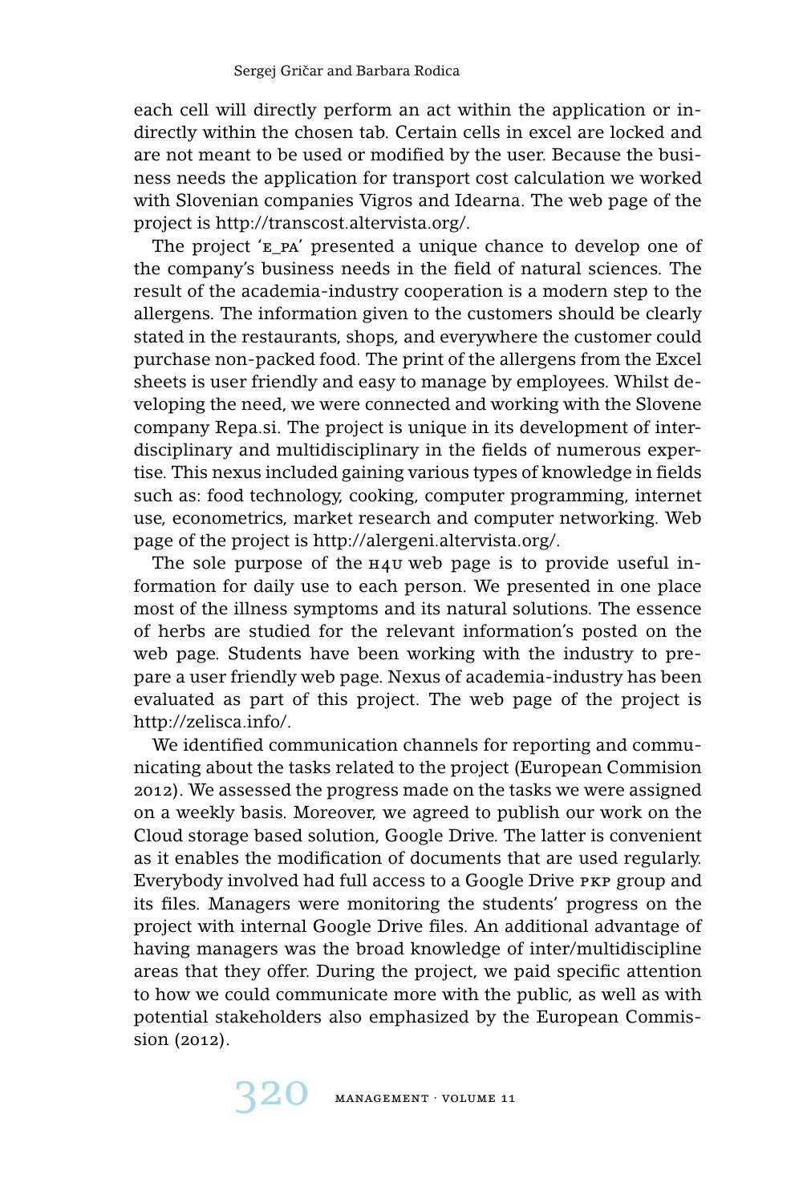each cell will directly perform an act within the application or indirectly within the chosen tab. Certain cells in excel are locked and are not meant to be used or modified by the user. Because the business needs the application for transport cost calculation we worked with Slovenian companies Vigros and Idearna. The web page of the project is http://transcost.altervista.org/.

The project 'E_PA' presented a unique chance to develop one of the company's business needs in the field of natural sciences. The result of the academia-industry cooperation is a modern step to the allergens. The information given to the customers should be clearly stated in the restaurants, shops, and everywhere the customer could purchase non-packed food. The print of the allergens from the Excel sheets is user friendly and easy to manage by employees. Whilst developing the need, we were connected and working with the Slovene company Repa.si. The project is unique in its development of interdisciplinary and multidisciplinary in the fields of numerous expertise. This nexus included gaining various types of knowledge in fields such as: food technology, cooking, computer programming, internet use, econometrics, market research and computer networking. Web page of the project is http://alergeni.altervista.org/.

The sole purpose of the H4U web page is to provide useful information for daily use to each person. We presented in one place most of the illness symptoms and its natural solutions. The essence of herbs are studied for the relevant information's posted on the web page. Students have been working with the industry to prepare a user friendly web page. Nexus of academia-industry has been evaluated as part of this project. The web page of the project is http://zelisca.info/.

We identified communication channels for reporting and communicating about the tasks related to the project (European Commision 2012). We assessed the progress made on the tasks we were assigned on a weekly basis. Moreover, we agreed to publish our work on the Cloud storage based solution, Google Drive. The latter is convenient as it enables the modification of documents that are used regularly. Everybody involved had full access to a Google Drive PKP group and its files. Managers were monitoring the students' progress on the project with internal Google Drive files. An additional advantage of having managers was the broad knowledge of inter/multidiscipline areas that they offer. During the project, we paid specific attention to how we could communicate more with the public, as well as with potential stakeholders also emphasized by the European Commission (2012).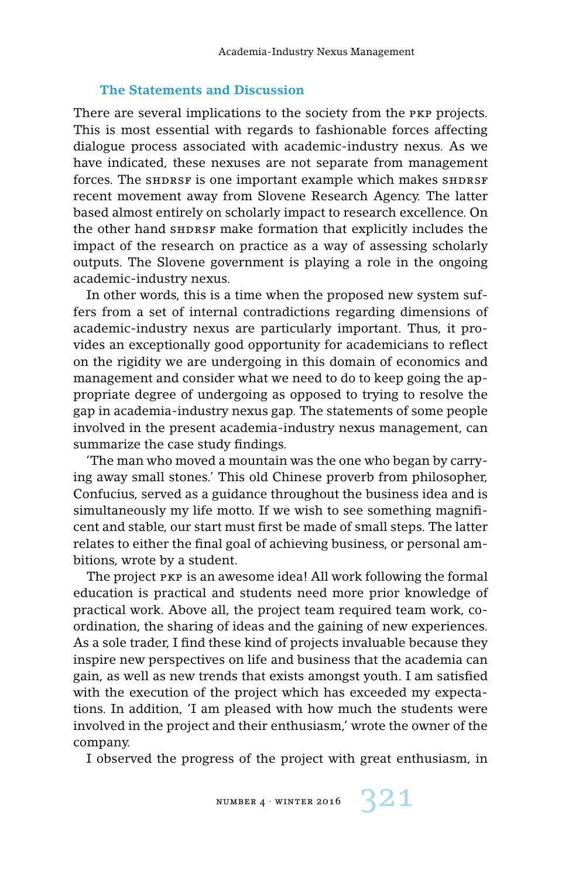### The Statements and Discussion

There are several implications to the society from the PKP projects. This is most essential with regards to fashionable forces affecting dialogue process associated with academic-industry nexus. As we have indicated, these nexuses are not separate from management forces. The SHDRSF is one important example which makes SHDRSF recent movement away from Slovene Research Agency. The latter based almost entirely on scholarly impact to research excellence. On the other hand SHDRSF make formation that explicitly includes the impact of the research on practice as a way of assessing scholarly outputs. The Slovene government is playing a role in the ongoing academic-industry nexus.

In other words, this is a time when the proposed new system suffers from a set of internal contradictions regarding dimensions of academic-industry nexus are particularly important. Thus, it provides an exceptionally good opportunity for academicians to reflect on the rigidity we are undergoing in this domain of economics and management and consider what we need to do to keep going the appropriate degree of undergoing as opposed to trying to resolve the gap in academia-industry nexus gap. The statements of some people involved in the present academia-industry nexus management, can summarize the case study findings.

'The man who moved a mountain was the one who began by carrying away small stones.' This old Chinese proverb from philosopher, Confucius, served as a guidance throughout the business idea and is simultaneously my life motto. If we wish to see something magnificent and stable, our start must first be made of small steps. The latter relates to either the final goal of achieving business, or personal ambitions, wrote by a student.

The project PKP is an awesome idea! All work following the formal education is practical and students need more prior knowledge of practical work. Above all, the project team required team work, coordination, the sharing of ideas and the gaining of new experiences. As a sole trader, I find these kind of projects invaluable because they inspire new perspectives on life and business that the academia can gain, as well as new trends that exists amongst youth. I am satisfied with the execution of the project which has exceeded my expectations. In addition, 'I am pleased with how much the students were involved in the project and their enthusiasm,' wrote the owner of the company.

I observed the progress of the project with great enthusiasm, in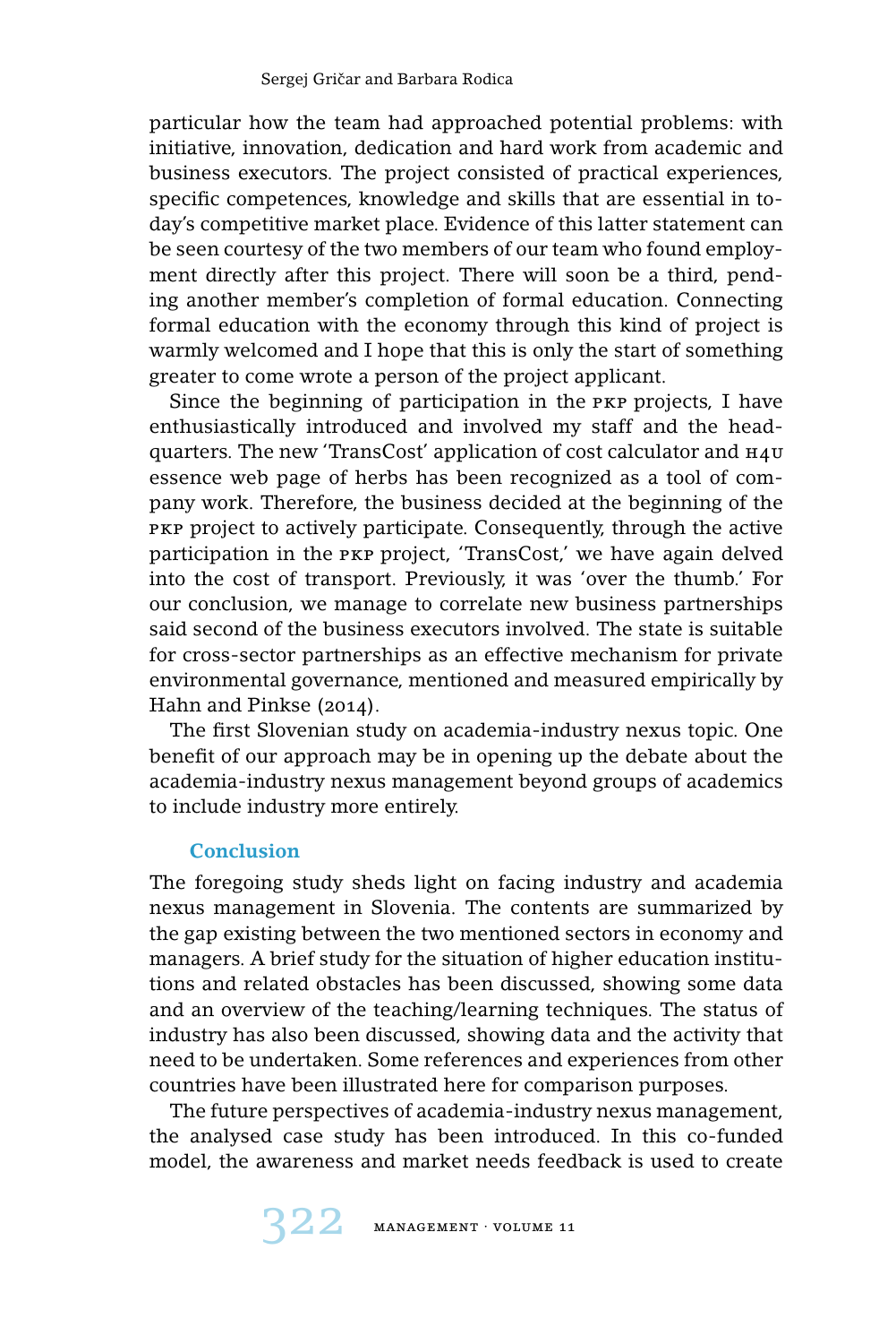particular how the team had approached potential problems: with initiative, innovation, dedication and hard work from academic and business executors. The project consisted of practical experiences, specific competences, knowledge and skills that are essential in today's competitive market place. Evidence of this latter statement can be seen courtesy of the two members of our team who found employment directly after this project. There will soon be a third, pending another member's completion of formal education. Connecting formal education with the economy through this kind of project is warmly welcomed and I hope that this is only the start of something greater to come wrote a person of the project applicant.

Since the beginning of participation in the PKP projects, I have enthusiastically introduced and involved my staff and the headquarters. The new 'TransCost' application of cost calculator and H4U essence web page of herbs has been recognized as a tool of company work. Therefore, the business decided at the beginning of the PKP project to actively participate. Consequently, through the active participation in the PKP project, 'TransCost,' we have again delved into the cost of transport. Previously, it was 'over the thumb.' For our conclusion, we manage to correlate new business partnerships said second of the business executors involved. The state is suitable for cross-sector partnerships as an effective mechanism for private environmental governance, mentioned and measured empirically by Hahn and Pinkse (2014).

The first Slovenian study on academia-industry nexus topic. One benefit of our approach may be in opening up the debate about the academia-industry nexus management beyond groups of academics to include industry more entirely.

## Conclusion

The foregoing study sheds light on facing industry and academia nexus management in Slovenia. The contents are summarized by the gap existing between the two mentioned sectors in economy and managers. A brief study for the situation of higher education institutions and related obstacles has been discussed, showing some data and an overview of the teaching/learning techniques. The status of industry has also been discussed, showing data and the activity that need to be undertaken. Some references and experiences from other countries have been illustrated here for comparison purposes.

The future perspectives of academia-industry nexus management, the analysed case study has been introduced. In this co-funded model, the awareness and market needs feedback is used to create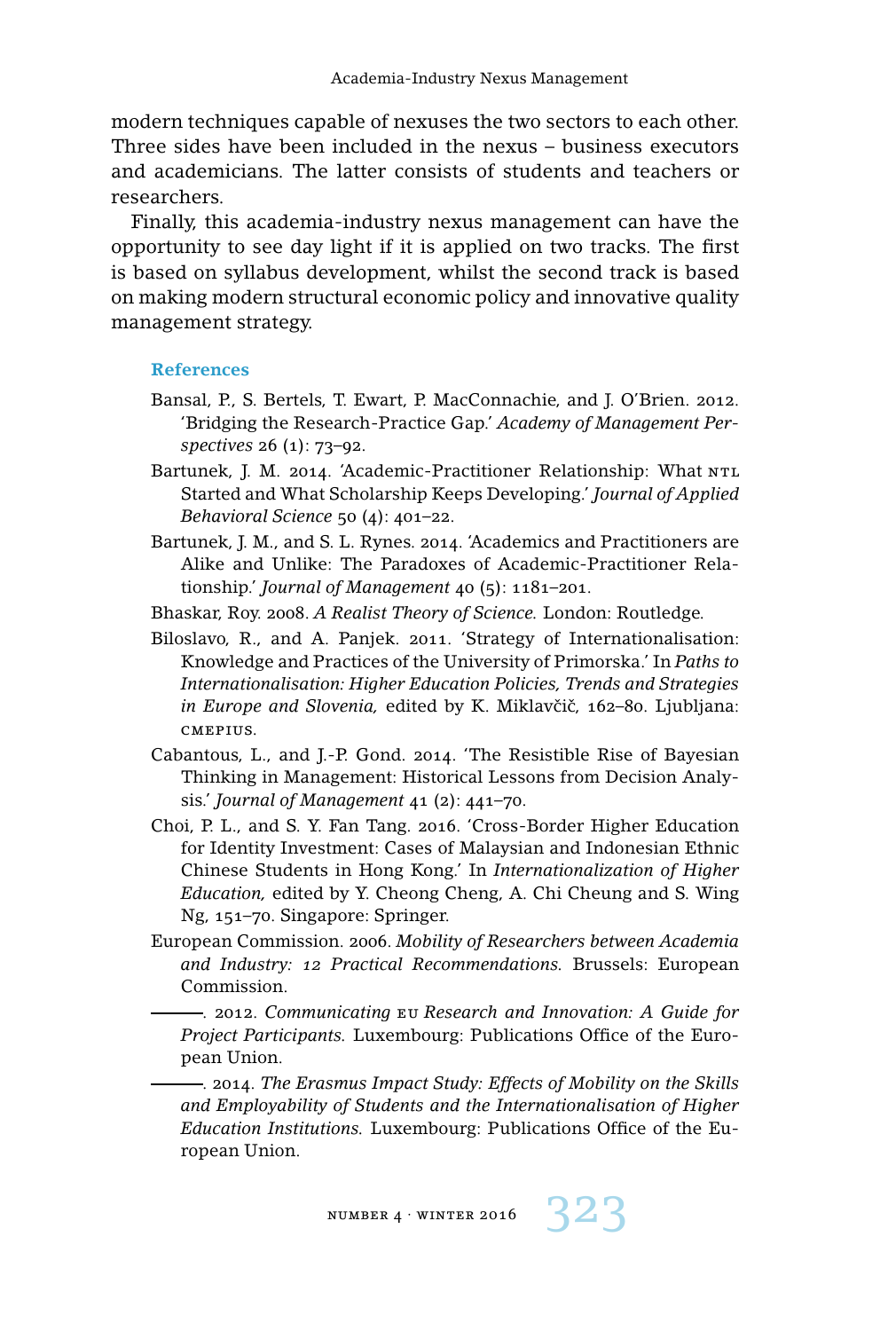modern techniques capable of nexuses the two sectors to each other. Three sides have been included in the nexus – business executors and academicians. The latter consists of students and teachers or researchers.

Finally, this academia-industry nexus management can have the opportunity to see day light if it is applied on two tracks. The first is based on syllabus development, whilst the second track is based on making modern structural economic policy and innovative quality management strategy.

## References

Bansal, P., S. Bertels, T. Ewart, P. MacConnachie, and J. O'Brien. 2012. 'Bridging the Research-Practice Gap.' *Academy of Management Perspectives* 26 (1): 73–92.

Bartunek, J. M. 2014. 'Academic-Practitioner Relationship: What NTL Started and What Scholarship Keeps Developing.' *Journal of Applied Behavioral Science* 50 (4): 401–22.

Bartunek, J. M., and S. L. Rynes. 2014. 'Academics and Practitioners are Alike and Unlike: The Paradoxes of Academic-Practitioner Relationship.' *Journal of Management* 40 (5): 1181–201.

Bhaskar, Roy. 2008. *A Realist Theory of Science.* London: Routledge.

Biloslavo, R., and A. Panjek. 2011. 'Strategy of Internationalisation: Knowledge and Practices of the University of Primorska.' In *Paths to Internationalisation: Higher Education Policies, Trends and Strategies in Europe and Slovenia,* edited by K. Miklavčič, 162–80. Ljubljana: CMEPIUS.

Cabantous, L., and J.-P. Gond. 2014. 'The Resistible Rise of Bayesian Thinking in Management: Historical Lessons from Decision Analysis.' *Journal of Management* 41 (2): 441–70.

Choi, P. L., and S. Y. Fan Tang. 2016. 'Cross-Border Higher Education for Identity Investment: Cases of Malaysian and Indonesian Ethnic Chinese Students in Hong Kong.' In *Internationalization of Higher Education,* edited by Y. Cheong Cheng, A. Chi Cheung and S. Wing Ng, 151–70. Singapore: Springer.

European Commission. 2006. *Mobility of Researchers between Academia and Industry: 12 Practical Recommendations.* Brussels: European Commission.

———. 2012. *Communicating EU Research and Innovation: A Guide for Project Participants.* Luxembourg: Publications Office of the European Union.

———. 2014. *The Erasmus Impact Study: Effects of Mobility on the Skills and Employability of Students and the Internationalisation of Higher Education Institutions.* Luxembourg: Publications Office of the European Union.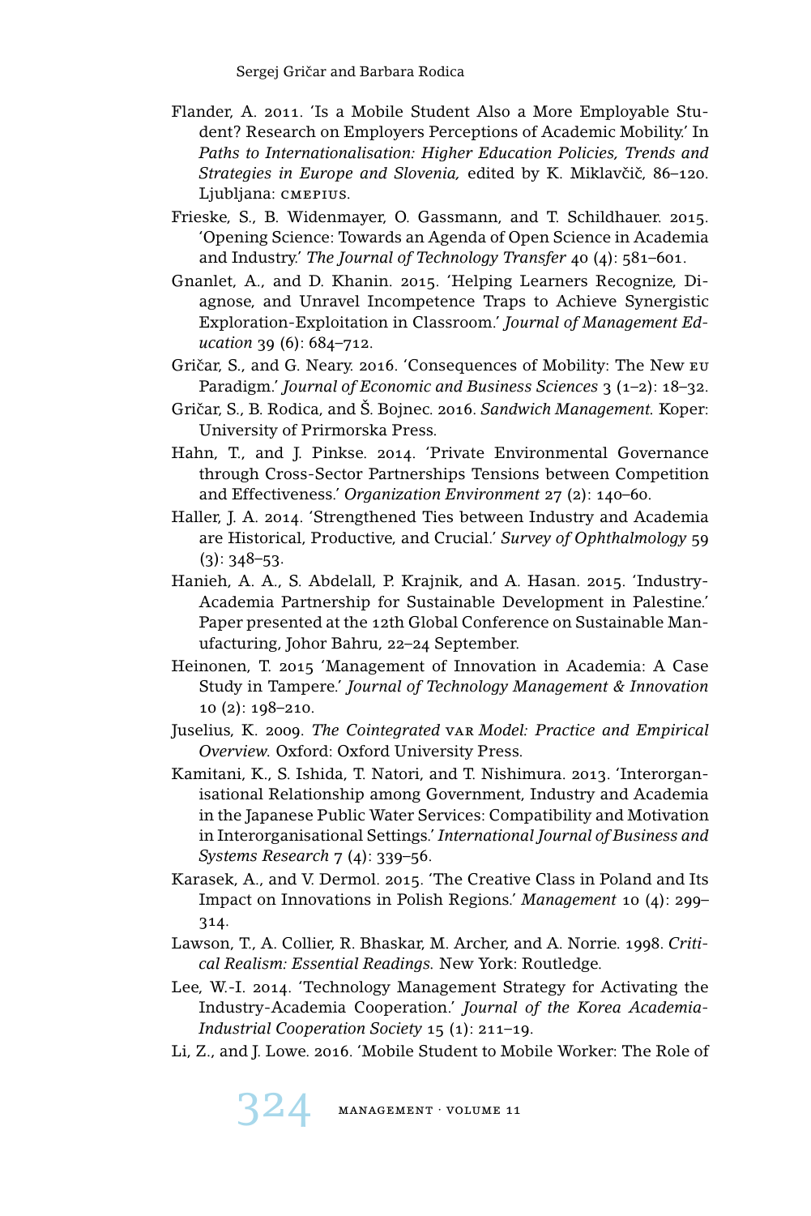Flander, A. 2011. 'Is a Mobile Student Also a More Employable Student? Research on Employers Perceptions of Academic Mobility.' In *Paths to Internationalisation: Higher Education Policies, Trends and Strategies in Europe and Slovenia,* edited by K. Miklavčič, 86–120. Ljubljana: CMEPIUS.

Frieske, S., B. Widenmayer, O. Gassmann, and T. Schildhauer. 2015. 'Opening Science: Towards an Agenda of Open Science in Academia and Industry.' *The Journal of Technology Transfer* 40 (4): 581–601.

Gnanlet, A., and D. Khanin. 2015. 'Helping Learners Recognize, Diagnose, and Unravel Incompetence Traps to Achieve Synergistic Exploration-Exploitation in Classroom.' *Journal of Management Education* 39 (6): 684–712.

Gričar, S., and G. Neary. 2016. 'Consequences of Mobility: The New EU Paradigm.' *Journal of Economic and Business Sciences* 3 (1–2): 18–32.

Gričar, S., B. Rodica, and Š. Bojnec. 2016. *Sandwich Management.* Koper: University of Prirmorska Press.

Hahn, T., and J. Pinkse. 2014. 'Private Environmental Governance through Cross-Sector Partnerships Tensions between Competition and Effectiveness.' *Organization Environment* 27 (2): 140–60.

Haller, J. A. 2014. 'Strengthened Ties between Industry and Academia are Historical, Productive, and Crucial.' *Survey of Ophthalmology* 59 (3): 348–53.

Hanieh, A. A., S. Abdelall, P. Krajnik, and A. Hasan. 2015. 'Industry-Academia Partnership for Sustainable Development in Palestine.' Paper presented at the 12th Global Conference on Sustainable Manufacturing, Johor Bahru, 22–24 September.

Heinonen, T. 2015 'Management of Innovation in Academia: A Case Study in Tampere.' *Journal of Technology Management & Innovation* 10 (2): 198–210.

Juselius, K. 2009. *The Cointegrated* VAR *Model: Practice and Empirical Overview.* Oxford: Oxford University Press.

Kamitani, K., S. Ishida, T. Natori, and T. Nishimura. 2013. 'Interorganisational Relationship among Government, Industry and Academia in the Japanese Public Water Services: Compatibility and Motivation in Interorganisational Settings.' *International Journal of Business and Systems Research* 7 (4): 339–56.

Karasek, A., and V. Dermol. 2015. 'The Creative Class in Poland and Its Impact on Innovations in Polish Regions.' *Management* 10 (4): 299–314.

Lawson, T., A. Collier, R. Bhaskar, M. Archer, and A. Norrie. 1998. *Critical Realism: Essential Readings.* New York: Routledge.

Lee, W.-I. 2014. 'Technology Management Strategy for Activating the Industry-Academia Cooperation.' *Journal of the Korea Academia-Industrial Cooperation Society* 15 (1): 211–19.

Li, Z., and J. Lowe. 2016. 'Mobile Student to Mobile Worker: The Role of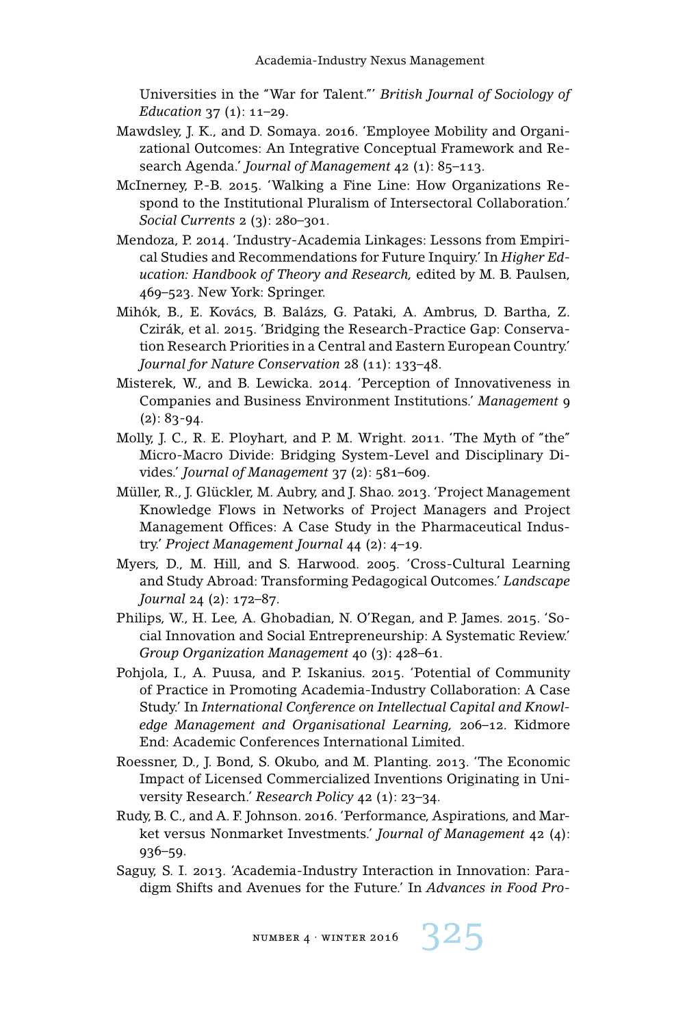Universities in the "War for Talent."' *British Journal of Sociology of Education* 37 (1): 11–29.

Mawdsley, J. K., and D. Somaya. 2016. 'Employee Mobility and Organizational Outcomes: An Integrative Conceptual Framework and Research Agenda.' *Journal of Management* 42 (1): 85–113.

McInerney, P.-B. 2015. 'Walking a Fine Line: How Organizations Respond to the Institutional Pluralism of Intersectoral Collaboration.' *Social Currents* 2 (3): 280–301.

Mendoza, P. 2014. 'Industry-Academia Linkages: Lessons from Empirical Studies and Recommendations for Future Inquiry.' In *Higher Education: Handbook of Theory and Research,* edited by M. B. Paulsen, 469–523. New York: Springer.

Mihók, B., E. Kovács, B. Balázs, G. Pataki, A. Ambrus, D. Bartha, Z. Czirák, et al. 2015. 'Bridging the Research-Practice Gap: Conservation Research Priorities in a Central and Eastern European Country.' *Journal for Nature Conservation* 28 (11): 133–48.

Misterek, W., and B. Lewicka. 2014. 'Perception of Innovativeness in Companies and Business Environment Institutions.' *Management* 9 (2): 83-94.

Molly, J. C., R. E. Ployhart, and P. M. Wright. 2011. 'The Myth of "the" Micro-Macro Divide: Bridging System-Level and Disciplinary Divides.' *Journal of Management* 37 (2): 581–609.

Müller, R., J. Glückler, M. Aubry, and J. Shao. 2013. 'Project Management Knowledge Flows in Networks of Project Managers and Project Management Offices: A Case Study in the Pharmaceutical Industry.' *Project Management Journal* 44 (2): 4–19.

Myers, D., M. Hill, and S. Harwood. 2005. 'Cross-Cultural Learning and Study Abroad: Transforming Pedagogical Outcomes.' *Landscape Journal* 24 (2): 172–87.

Philips, W., H. Lee, A. Ghobadian, N. O'Regan, and P. James. 2015. 'Social Innovation and Social Entrepreneurship: A Systematic Review.' *Group Organization Management* 40 (3): 428–61.

Pohjola, I., A. Puusa, and P. Iskanius. 2015. 'Potential of Community of Practice in Promoting Academia-Industry Collaboration: A Case Study.' In *International Conference on Intellectual Capital and Knowledge Management and Organisational Learning,* 206–12. Kidmore End: Academic Conferences International Limited.

Roessner, D., J. Bond, S. Okubo, and M. Planting. 2013. 'The Economic Impact of Licensed Commercialized Inventions Originating in University Research.' *Research Policy* 42 (1): 23–34.

Rudy, B. C., and A. F. Johnson. 2016. 'Performance, Aspirations, and Market versus Nonmarket Investments.' *Journal of Management* 42 (4): 936–59.

Saguy, S. I. 2013. 'Academia-Industry Interaction in Innovation: Paradigm Shifts and Avenues for the Future.' In *Advances in Food Pro-*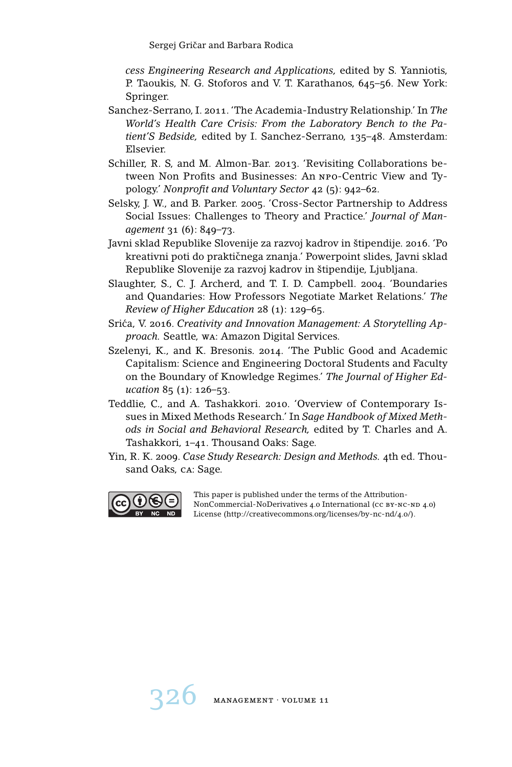*cess Engineering Research and Applications,* edited by S. Yanniotis, P. Taoukis, N. G. Stoforos and V. T. Karathanos, 645–56. New York: Springer.

Sanchez-Serrano, I. 2011. 'The Academia-Industry Relationship.' In *The World's Health Care Crisis: From the Laboratory Bench to the Patient'S Bedside,* edited by I. Sanchez-Serrano, 135–48. Amsterdam: Elsevier.

Schiller, R. S, and M. Almon-Bar. 2013. 'Revisiting Collaborations between Non Profits and Businesses: An NPO-Centric View and Typology.' *Nonprofit and Voluntary Sector* 42 (5): 942–62.

Selsky, J. W., and B. Parker. 2005. 'Cross-Sector Partnership to Address Social Issues: Challenges to Theory and Practice.' *Journal of Management* 31 (6): 849–73.

Javni sklad Republike Slovenije za razvoj kadrov in štipendije. 2016. 'Po kreativni poti do praktičnega znanja.' Powerpoint slides, Javni sklad Republike Slovenije za razvoj kadrov in štipendije, Ljubljana.

Slaughter, S., C. J. Archerd, and T. I. D. Campbell. 2004. 'Boundaries and Quandaries: How Professors Negotiate Market Relations.' *The Review of Higher Education* 28 (1): 129–65.

Srića, V. 2016. *Creativity and Innovation Management: A Storytelling Approach.* Seattle, WA: Amazon Digital Services.

Szelenyi, K., and K. Bresonis. 2014. 'The Public Good and Academic Capitalism: Science and Engineering Doctoral Students and Faculty on the Boundary of Knowledge Regimes.' *The Journal of Higher Education* 85 (1): 126–53.

Teddlie, C., and A. Tashakkori. 2010. 'Overview of Contemporary Issues in Mixed Methods Research.' In *Sage Handbook of Mixed Methods in Social and Behavioral Research,* edited by T. Charles and A. Tashakkori, 1–41. Thousand Oaks: Sage.

Yin, R. K. 2009. *Case Study Research: Design and Methods.* 4th ed. Thousand Oaks, CA: Sage.

This paper is published under the terms of the Attribution-NonCommercial-NoDerivatives 4.0 International (CC BY-NC-ND 4.0) License (http://creativecommons.org/licenses/by-nc-nd/4.0/).